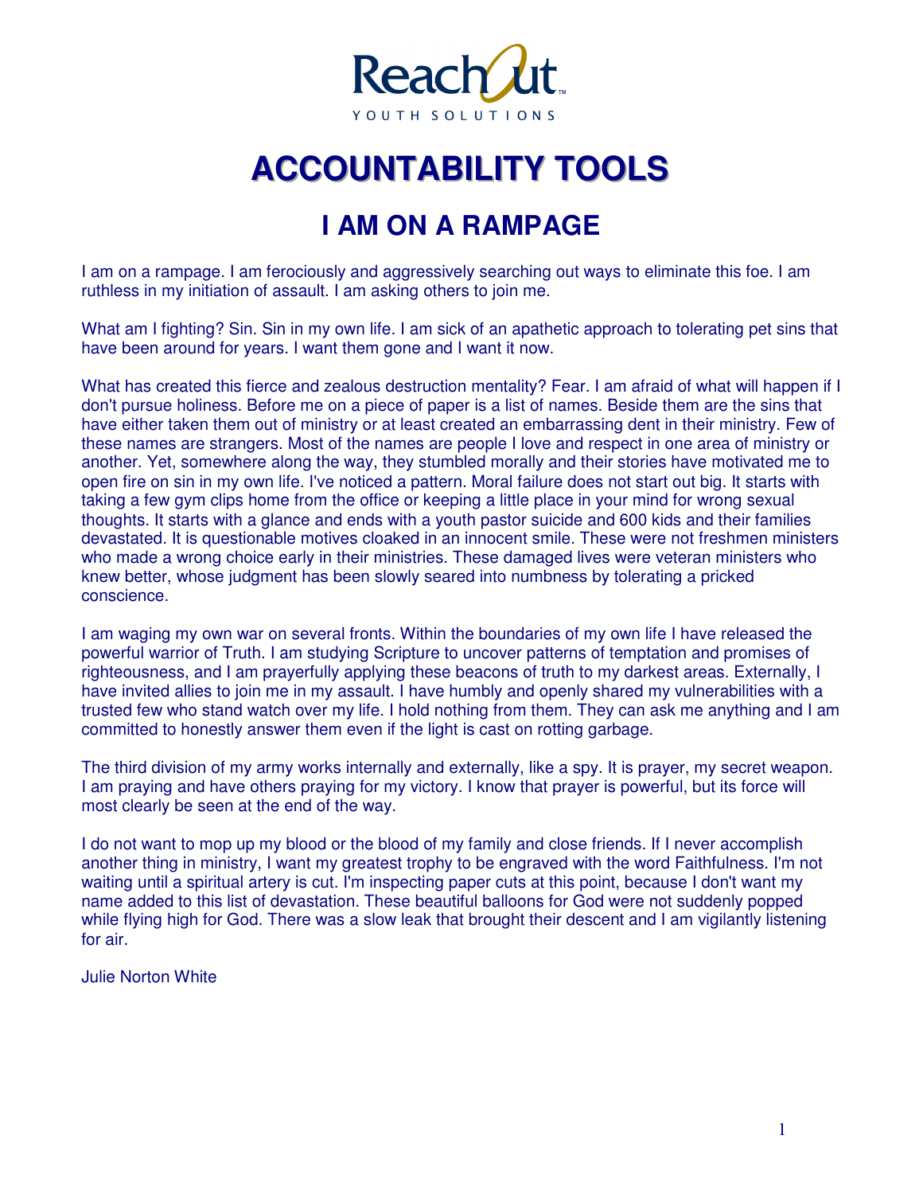ReachOut
YOUTH SOLUTIONS

# ACCOUNTABILITY TOOLS

## I AM ON A RAMPAGE

I am on a rampage. I am ferociously and aggressively searching out ways to eliminate this foe. I am ruthless in my initiation of assault. I am asking others to join me.

What am I fighting? Sin. Sin in my own life. I am sick of an apathetic approach to tolerating pet sins that have been around for years. I want them gone and I want it now.

What has created this fierce and zealous destruction mentality? Fear. I am afraid of what will happen if I don't pursue holiness. Before me on a piece of paper is a list of names. Beside them are the sins that have either taken them out of ministry or at least created an embarrassing dent in their ministry. Few of these names are strangers. Most of the names are people I love and respect in one area of ministry or another. Yet, somewhere along the way, they stumbled morally and their stories have motivated me to open fire on sin in my own life. I've noticed a pattern. Moral failure does not start out big. It starts with taking a few gym clips home from the office or keeping a little place in your mind for wrong sexual thoughts. It starts with a glance and ends with a youth pastor suicide and 600 kids and their families devastated. It is questionable motives cloaked in an innocent smile. These were not freshmen ministers who made a wrong choice early in their ministries. These damaged lives were veteran ministers who knew better, whose judgment has been slowly seared into numbness by tolerating a pricked conscience.

I am waging my own war on several fronts. Within the boundaries of my own life I have released the powerful warrior of Truth. I am studying Scripture to uncover patterns of temptation and promises of righteousness, and I am prayerfully applying these beacons of truth to my darkest areas. Externally, I have invited allies to join me in my assault. I have humbly and openly shared my vulnerabilities with a trusted few who stand watch over my life. I hold nothing from them. They can ask me anything and I am committed to honestly answer them even if the light is cast on rotting garbage.

The third division of my army works internally and externally, like a spy. It is prayer, my secret weapon. I am praying and have others praying for my victory. I know that prayer is powerful, but its force will most clearly be seen at the end of the way.

I do not want to mop up my blood or the blood of my family and close friends. If I never accomplish another thing in ministry, I want my greatest trophy to be engraved with the word Faithfulness. I'm not waiting until a spiritual artery is cut. I'm inspecting paper cuts at this point, because I don't want my name added to this list of devastation. These beautiful balloons for God were not suddenly popped while flying high for God. There was a slow leak that brought their descent and I am vigilantly listening for air.

Julie Norton White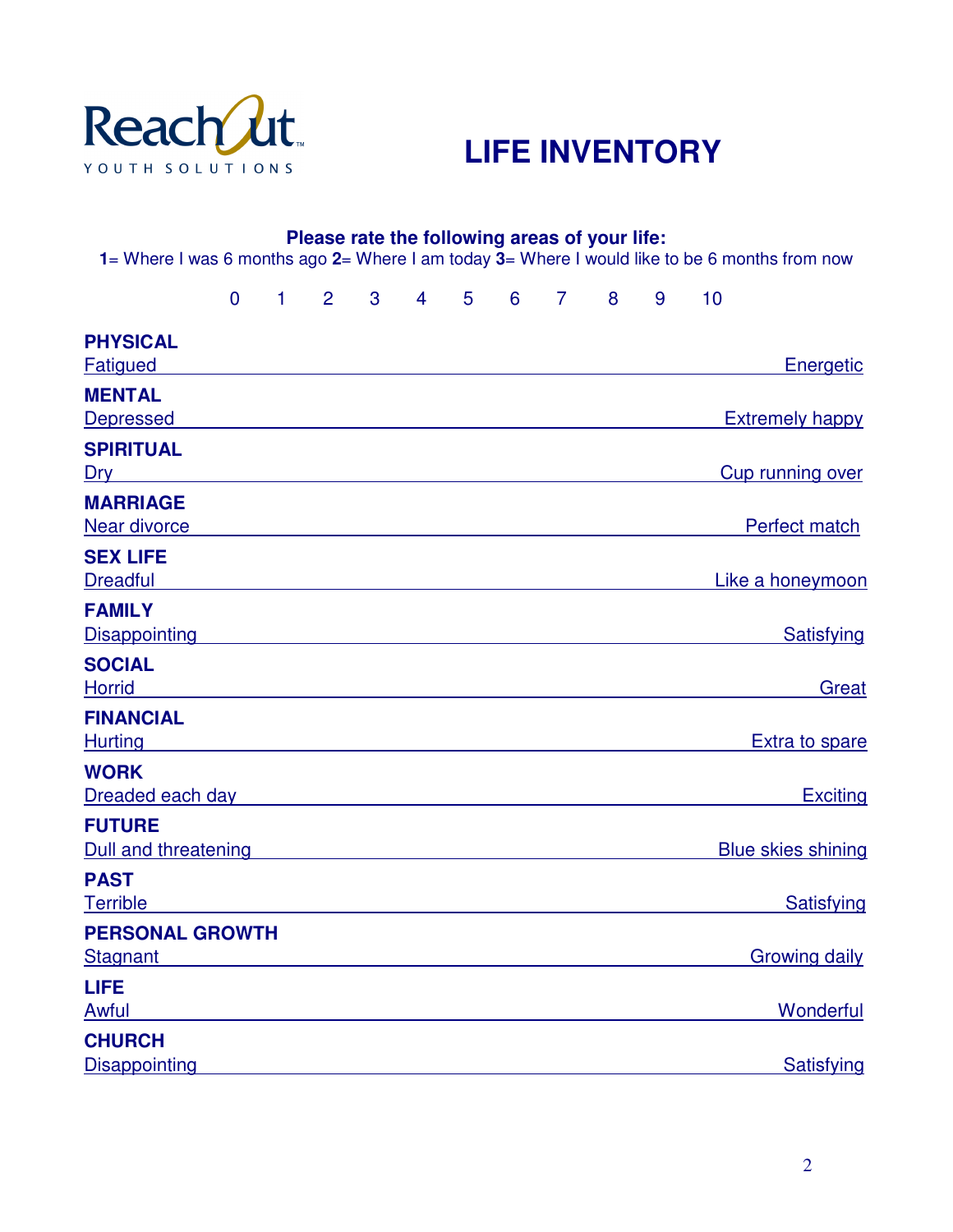ReachOut YOUTH SOLUTIONS

# LIFE INVENTORY

**Please rate the following areas of your life:**

**1**= Where I was 6 months ago **2**= Where I am today **3**= Where I would like to be 6 months from now

0 1 2 3 4 5 6 7 8 9 10

**PHYSICAL**
Fatigued ________________________________________ Energetic

**MENTAL**
Depressed ________________________________________ Extremely happy

**SPIRITUAL**
Dry ________________________________________ Cup running over

**MARRIAGE**
Near divorce ________________________________________ Perfect match

**SEX LIFE**
Dreadful ________________________________________ Like a honeymoon

**FAMILY**
Disappointing ________________________________________ Satisfying

**SOCIAL**
Horrid ________________________________________ Great

**FINANCIAL**
Hurting ________________________________________ Extra to spare

**WORK**
Dreaded each day ________________________________________ Exciting

**FUTURE**
Dull and threatening ________________________________________ Blue skies shining

**PAST**
Terrible ________________________________________ Satisfying

**PERSONAL GROWTH**
Stagnant ________________________________________ Growing daily

**LIFE**
Awful ________________________________________ Wonderful

**CHURCH**
Disappointing ________________________________________ Satisfying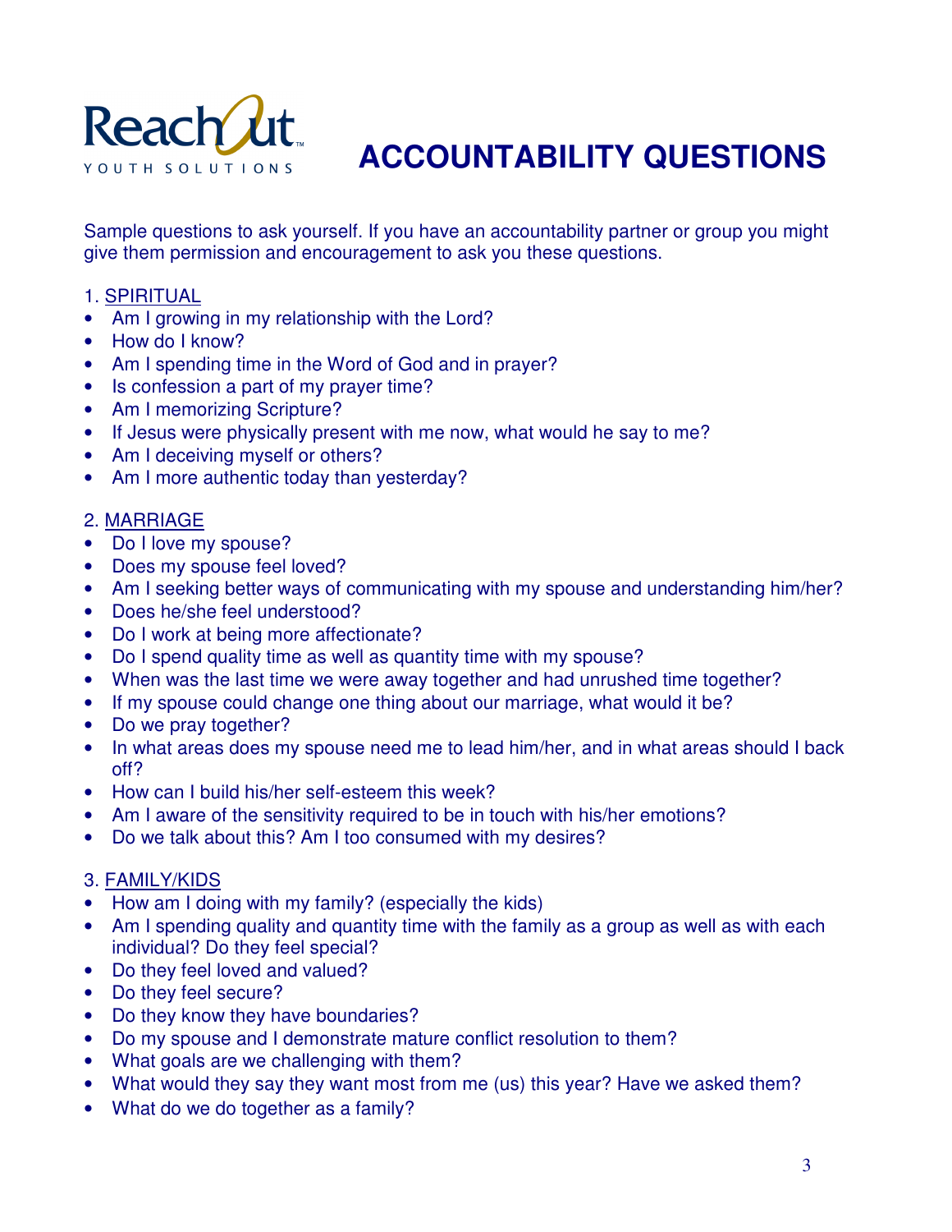ReachOut YOUTH SOLUTIONS

# ACCOUNTABILITY QUESTIONS

Sample questions to ask yourself. If you have an accountability partner or group you might give them permission and encouragement to ask you these questions.

1. <u>SPIRITUAL</u>
- Am I growing in my relationship with the Lord?
- How do I know?
- Am I spending time in the Word of God and in prayer?
- Is confession a part of my prayer time?
- Am I memorizing Scripture?
- If Jesus were physically present with me now, what would he say to me?
- Am I deceiving myself or others?
- Am I more authentic today than yesterday?

2. <u>MARRIAGE</u>
- Do I love my spouse?
- Does my spouse feel loved?
- Am I seeking better ways of communicating with my spouse and understanding him/her?
- Does he/she feel understood?
- Do I work at being more affectionate?
- Do I spend quality time as well as quantity time with my spouse?
- When was the last time we were away together and had unrushed time together?
- If my spouse could change one thing about our marriage, what would it be?
- Do we pray together?
- In what areas does my spouse need me to lead him/her, and in what areas should I back off?
- How can I build his/her self-esteem this week?
- Am I aware of the sensitivity required to be in touch with his/her emotions?
- Do we talk about this? Am I too consumed with my desires?

3. <u>FAMILY/KIDS</u>
- How am I doing with my family? (especially the kids)
- Am I spending quality and quantity time with the family as a group as well as with each individual? Do they feel special?
- Do they feel loved and valued?
- Do they feel secure?
- Do they know they have boundaries?
- Do my spouse and I demonstrate mature conflict resolution to them?
- What goals are we challenging with them?
- What would they say they want most from me (us) this year? Have we asked them?
- What do we do together as a family?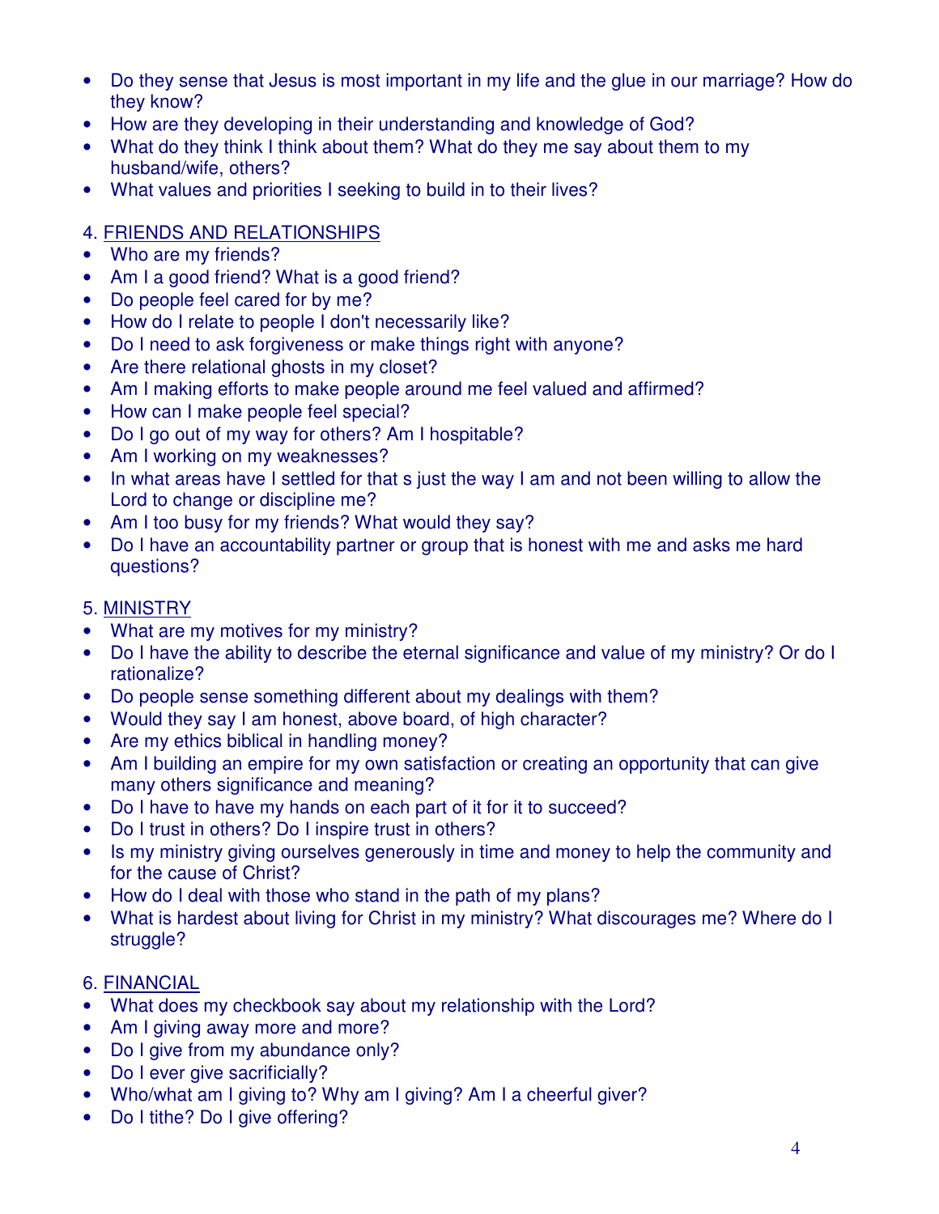- Do they sense that Jesus is most important in my life and the glue in our marriage? How do they know?
- How are they developing in their understanding and knowledge of God?
- What do they think I think about them? What do they me say about them to my husband/wife, others?
- What values and priorities I seeking to build in to their lives?

4. <u>FRIENDS AND RELATIONSHIPS</u>

- Who are my friends?
- Am I a good friend? What is a good friend?
- Do people feel cared for by me?
- How do I relate to people I don't necessarily like?
- Do I need to ask forgiveness or make things right with anyone?
- Are there relational ghosts in my closet?
- Am I making efforts to make people around me feel valued and affirmed?
- How can I make people feel special?
- Do I go out of my way for others? Am I hospitable?
- Am I working on my weaknesses?
- In what areas have I settled for that s just the way I am and not been willing to allow the Lord to change or discipline me?
- Am I too busy for my friends? What would they say?
- Do I have an accountability partner or group that is honest with me and asks me hard questions?

5. <u>MINISTRY</u>

- What are my motives for my ministry?
- Do I have the ability to describe the eternal significance and value of my ministry? Or do I rationalize?
- Do people sense something different about my dealings with them?
- Would they say I am honest, above board, of high character?
- Are my ethics biblical in handling money?
- Am I building an empire for my own satisfaction or creating an opportunity that can give many others significance and meaning?
- Do I have to have my hands on each part of it for it to succeed?
- Do I trust in others? Do I inspire trust in others?
- Is my ministry giving ourselves generously in time and money to help the community and for the cause of Christ?
- How do I deal with those who stand in the path of my plans?
- What is hardest about living for Christ in my ministry? What discourages me? Where do I struggle?

6. <u>FINANCIAL</u>

- What does my checkbook say about my relationship with the Lord?
- Am I giving away more and more?
- Do I give from my abundance only?
- Do I ever give sacrificially?
- Who/what am I giving to? Why am I giving? Am I a cheerful giver?
- Do I tithe? Do I give offering?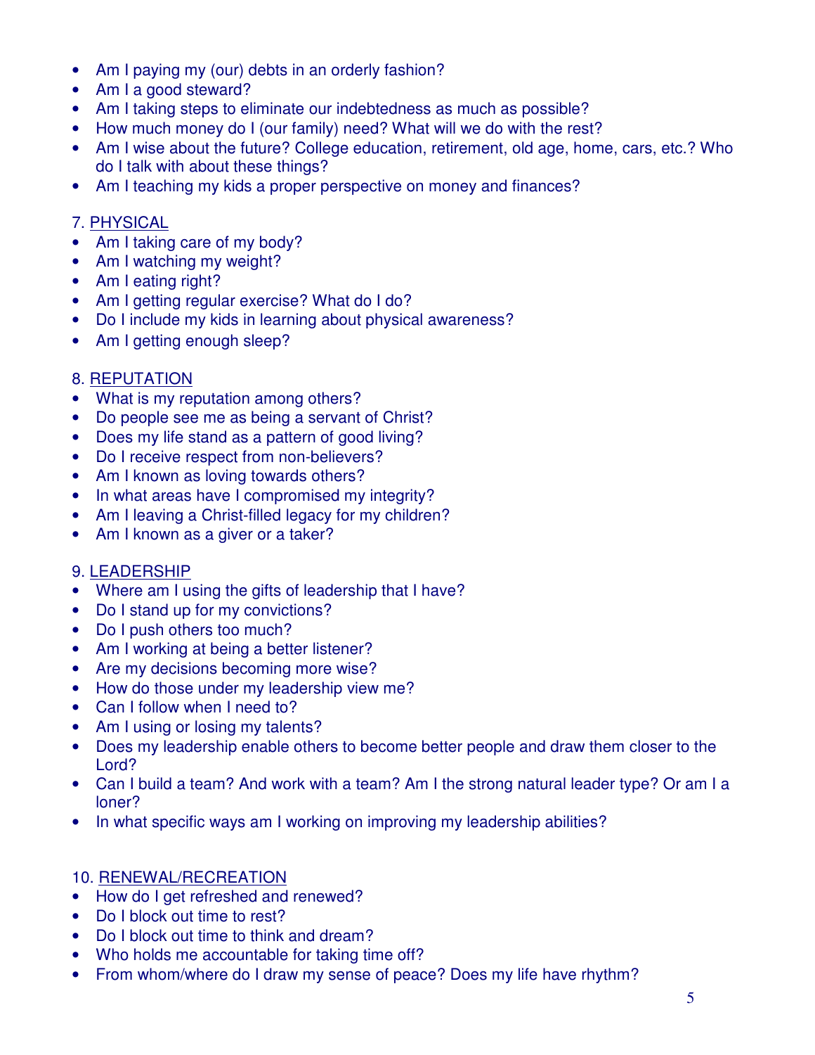- Am I paying my (our) debts in an orderly fashion?
- Am I a good steward?
- Am I taking steps to eliminate our indebtedness as much as possible?
- How much money do I (our family) need? What will we do with the rest?
- Am I wise about the future? College education, retirement, old age, home, cars, etc.? Who do I talk with about these things?
- Am I teaching my kids a proper perspective on money and finances?

7. <u>PHYSICAL</u>

- Am I taking care of my body?
- Am I watching my weight?
- Am I eating right?
- Am I getting regular exercise? What do I do?
- Do I include my kids in learning about physical awareness?
- Am I getting enough sleep?

8. <u>REPUTATION</u>

- What is my reputation among others?
- Do people see me as being a servant of Christ?
- Does my life stand as a pattern of good living?
- Do I receive respect from non-believers?
- Am I known as loving towards others?
- In what areas have I compromised my integrity?
- Am I leaving a Christ-filled legacy for my children?
- Am I known as a giver or a taker?

9. <u>LEADERSHIP</u>

- Where am I using the gifts of leadership that I have?
- Do I stand up for my convictions?
- Do I push others too much?
- Am I working at being a better listener?
- Are my decisions becoming more wise?
- How do those under my leadership view me?
- Can I follow when I need to?
- Am I using or losing my talents?
- Does my leadership enable others to become better people and draw them closer to the Lord?
- Can I build a team? And work with a team? Am I the strong natural leader type? Or am I a loner?
- In what specific ways am I working on improving my leadership abilities?

10. <u>RENEWAL/RECREATION</u>

- How do I get refreshed and renewed?
- Do I block out time to rest?
- Do I block out time to think and dream?
- Who holds me accountable for taking time off?
- From whom/where do I draw my sense of peace? Does my life have rhythm?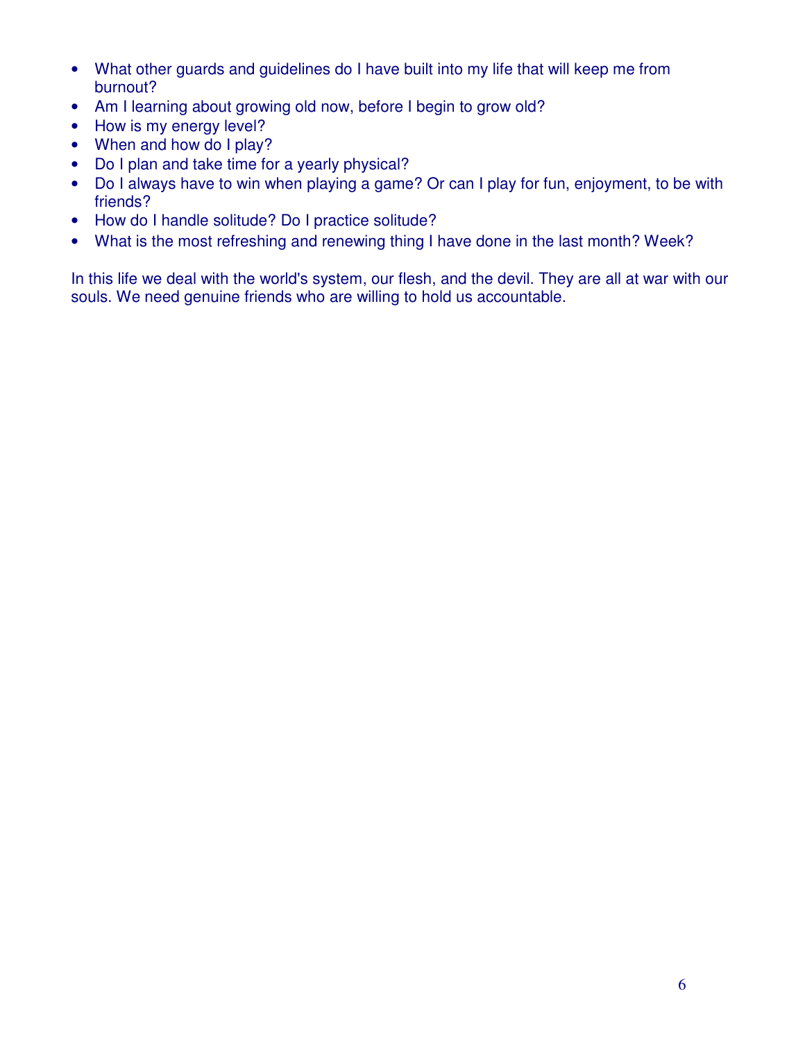- What other guards and guidelines do I have built into my life that will keep me from burnout?
- Am I learning about growing old now, before I begin to grow old?
- How is my energy level?
- When and how do I play?
- Do I plan and take time for a yearly physical?
- Do I always have to win when playing a game? Or can I play for fun, enjoyment, to be with friends?
- How do I handle solitude? Do I practice solitude?
- What is the most refreshing and renewing thing I have done in the last month? Week?

In this life we deal with the world's system, our flesh, and the devil. They are all at war with our souls. We need genuine friends who are willing to hold us accountable.